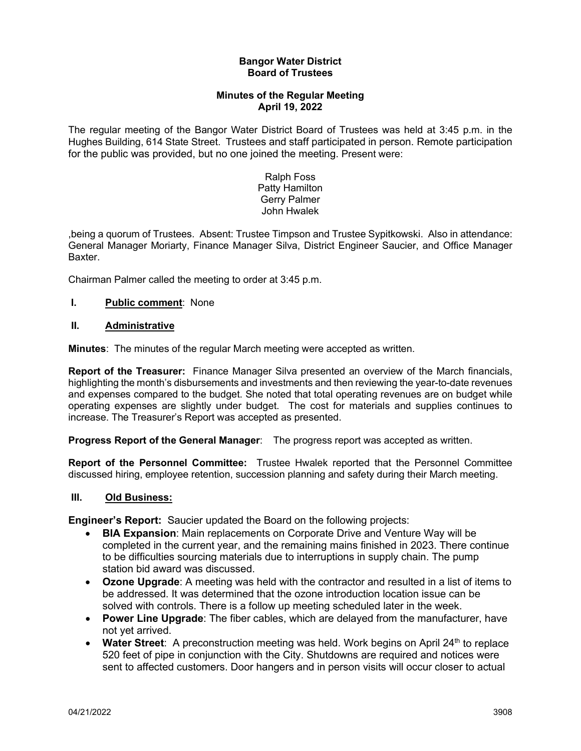**Bangor Water District**
**Board of Trustees**

**Minutes of the Regular Meeting**
**April 19, 2022**

The regular meeting of the Bangor Water District Board of Trustees was held at 3:45 p.m. in the Hughes Building, 614 State Street. Trustees and staff participated in person. Remote participation for the public was provided, but no one joined the meeting. Present were:

Ralph Foss
Patty Hamilton
Gerry Palmer
John Hwalek

,being a quorum of Trustees. Absent: Trustee Timpson and Trustee Sypitkowski. Also in attendance: General Manager Moriarty, Finance Manager Silva, District Engineer Saucier, and Office Manager Baxter.

Chairman Palmer called the meeting to order at 3:45 p.m.

**I. Public comment**: None

**II. Administrative**

**Minutes**: The minutes of the regular March meeting were accepted as written.

**Report of the Treasurer:** Finance Manager Silva presented an overview of the March financials, highlighting the month's disbursements and investments and then reviewing the year-to-date revenues and expenses compared to the budget. She noted that total operating revenues are on budget while operating expenses are slightly under budget. The cost for materials and supplies continues to increase. The Treasurer's Report was accepted as presented.

**Progress Report of the General Manager**: The progress report was accepted as written.

**Report of the Personnel Committee:** Trustee Hwalek reported that the Personnel Committee discussed hiring, employee retention, succession planning and safety during their March meeting.

**III. Old Business:**

**Engineer's Report:** Saucier updated the Board on the following projects:

- **BIA Expansion**: Main replacements on Corporate Drive and Venture Way will be completed in the current year, and the remaining mains finished in 2023. There continue to be difficulties sourcing materials due to interruptions in supply chain. The pump station bid award was discussed.
- **Ozone Upgrade**: A meeting was held with the contractor and resulted in a list of items to be addressed. It was determined that the ozone introduction location issue can be solved with controls. There is a follow up meeting scheduled later in the week.
- **Power Line Upgrade**: The fiber cables, which are delayed from the manufacturer, have not yet arrived.
- **Water Street**: A preconstruction meeting was held. Work begins on April 24th to replace 520 feet of pipe in conjunction with the City. Shutdowns are required and notices were sent to affected customers. Door hangers and in person visits will occur closer to actual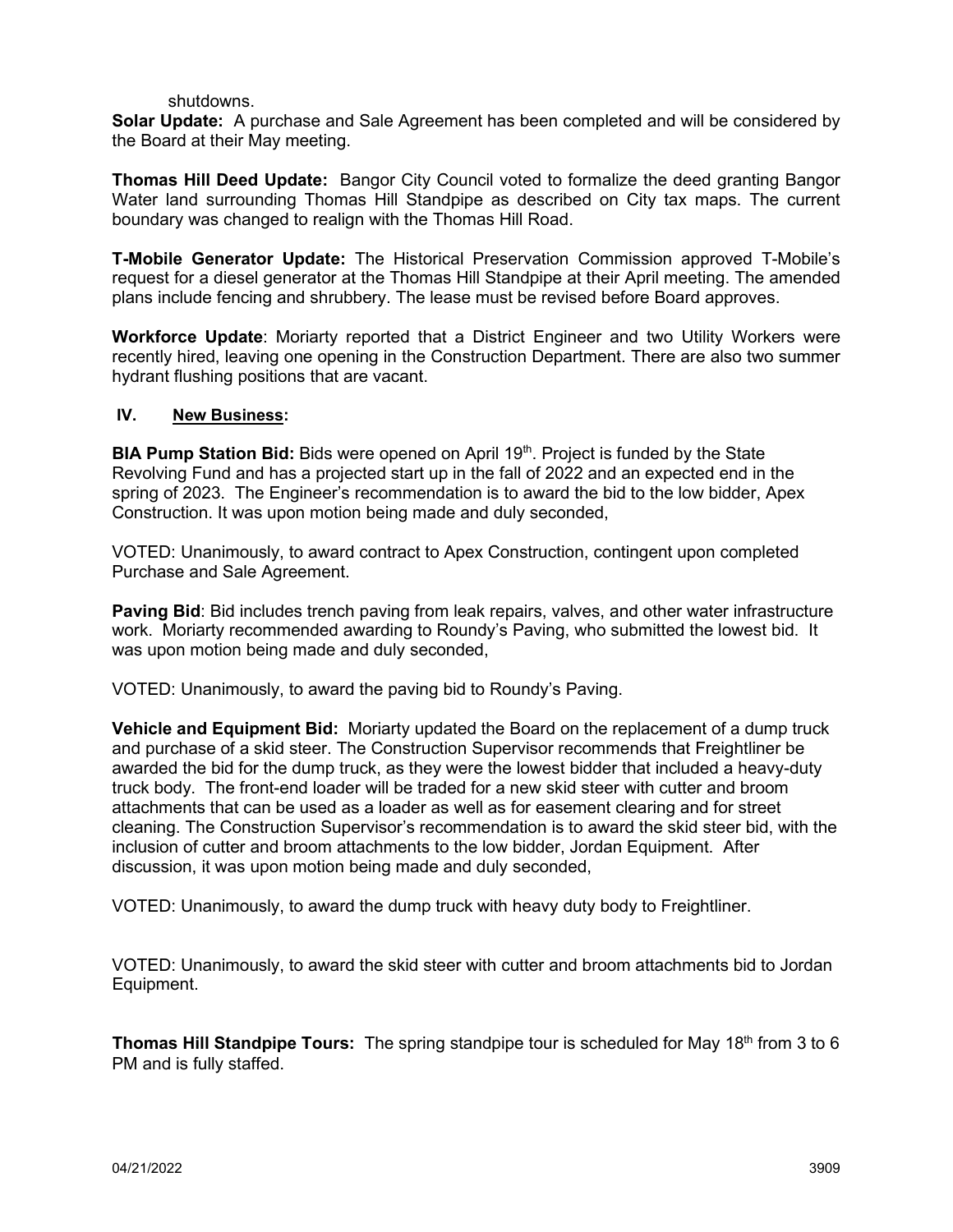shutdowns.

**Solar Update:** A purchase and Sale Agreement has been completed and will be considered by the Board at their May meeting.

**Thomas Hill Deed Update:** Bangor City Council voted to formalize the deed granting Bangor Water land surrounding Thomas Hill Standpipe as described on City tax maps. The current boundary was changed to realign with the Thomas Hill Road.

**T-Mobile Generator Update:** The Historical Preservation Commission approved T-Mobile's request for a diesel generator at the Thomas Hill Standpipe at their April meeting. The amended plans include fencing and shrubbery. The lease must be revised before Board approves.

**Workforce Update**: Moriarty reported that a District Engineer and two Utility Workers were recently hired, leaving one opening in the Construction Department. There are also two summer hydrant flushing positions that are vacant.

## IV. <u>New Business</u>:

**BIA Pump Station Bid:** Bids were opened on April 19th. Project is funded by the State Revolving Fund and has a projected start up in the fall of 2022 and an expected end in the spring of 2023. The Engineer's recommendation is to award the bid to the low bidder, Apex Construction. It was upon motion being made and duly seconded,

VOTED: Unanimously, to award contract to Apex Construction, contingent upon completed Purchase and Sale Agreement.

**Paving Bid**: Bid includes trench paving from leak repairs, valves, and other water infrastructure work. Moriarty recommended awarding to Roundy's Paving, who submitted the lowest bid. It was upon motion being made and duly seconded,

VOTED: Unanimously, to award the paving bid to Roundy's Paving.

**Vehicle and Equipment Bid:** Moriarty updated the Board on the replacement of a dump truck and purchase of a skid steer. The Construction Supervisor recommends that Freightliner be awarded the bid for the dump truck, as they were the lowest bidder that included a heavy-duty truck body. The front-end loader will be traded for a new skid steer with cutter and broom attachments that can be used as a loader as well as for easement clearing and for street cleaning. The Construction Supervisor's recommendation is to award the skid steer bid, with the inclusion of cutter and broom attachments to the low bidder, Jordan Equipment. After discussion, it was upon motion being made and duly seconded,

VOTED: Unanimously, to award the dump truck with heavy duty body to Freightliner.

VOTED: Unanimously, to award the skid steer with cutter and broom attachments bid to Jordan Equipment.

**Thomas Hill Standpipe Tours:** The spring standpipe tour is scheduled for May 18th from 3 to 6 PM and is fully staffed.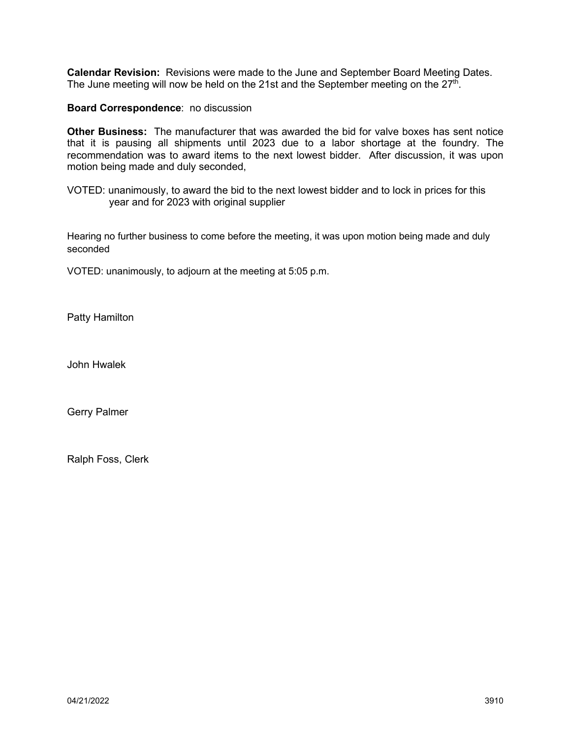**Calendar Revision:** Revisions were made to the June and September Board Meeting Dates. The June meeting will now be held on the 21st and the September meeting on the 27th.

**Board Correspondence**: no discussion

**Other Business:** The manufacturer that was awarded the bid for valve boxes has sent notice that it is pausing all shipments until 2023 due to a labor shortage at the foundry. The recommendation was to award items to the next lowest bidder. After discussion, it was upon motion being made and duly seconded,

VOTED: unanimously, to award the bid to the next lowest bidder and to lock in prices for this year and for 2023 with original supplier

Hearing no further business to come before the meeting, it was upon motion being made and duly seconded

VOTED: unanimously, to adjourn at the meeting at 5:05 p.m.

Patty Hamilton

John Hwalek

Gerry Palmer

Ralph Foss, Clerk